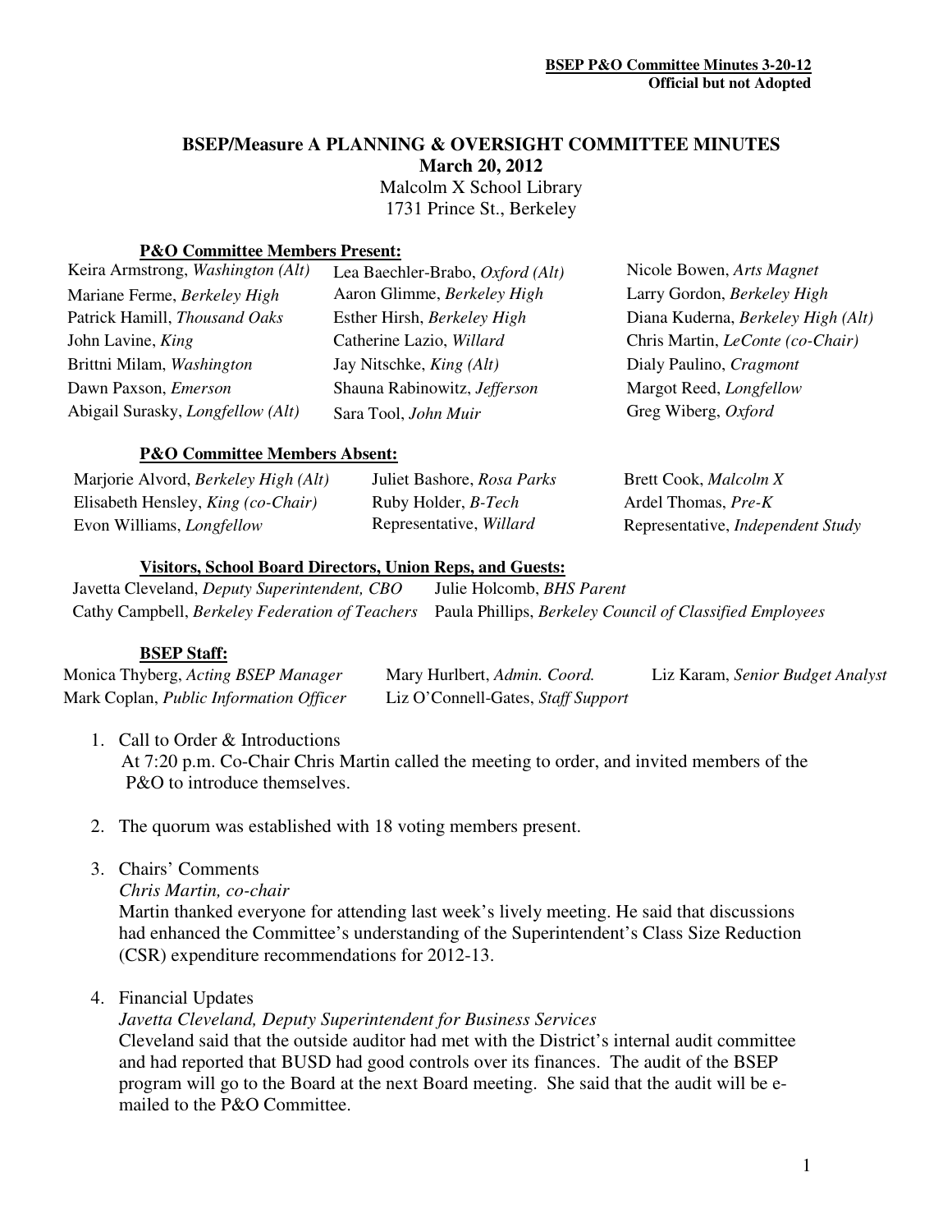**BSEP P&O Committee Minutes 3-20-12**
**Official but not Adopted**

# BSEP/Measure A PLANNING & OVERSIGHT COMMITTEE MINUTES

**March 20, 2012**

Malcolm X School Library
1731 Prince St., Berkeley

### P&O Committee Members Present:

| | | |
|---|---|---|
| Keira Armstrong, *Washington (Alt)* | Lea Baechler-Brabo, *Oxford (Alt)* | Nicole Bowen, *Arts Magnet* |
| Mariane Ferme, *Berkeley High* | Aaron Glimme, *Berkeley High* | Larry Gordon, *Berkeley High* |
| Patrick Hamill, *Thousand Oaks* | Esther Hirsh, *Berkeley High* | Diana Kuderna, *Berkeley High (Alt)* |
| John Lavine, *King* | Catherine Lazio, *Willard* | Chris Martin, *LeConte (co-Chair)* |
| Brittni Milam, *Washington* | Jay Nitschke, *King (Alt)* | Dialy Paulino, *Cragmont* |
| Dawn Paxson, *Emerson* | Shauna Rabinowitz, *Jefferson* | Margot Reed, *Longfellow* |
| Abigail Surasky, *Longfellow (Alt)* | Sara Tool, *John Muir* | Greg Wiberg, *Oxford* |

### P&O Committee Members Absent:

| | | |
|---|---|---|
| Marjorie Alvord, *Berkeley High (Alt)* | Juliet Bashore, *Rosa Parks* | Brett Cook, *Malcolm X* |
| Elisabeth Hensley, *King (co-Chair)* | Ruby Holder, *B-Tech* | Ardel Thomas, *Pre-K* |
| Evon Williams, *Longfellow* | Representative, *Willard* | Representative, *Independent Study* |

### Visitors, School Board Directors, Union Reps, and Guests:

| | |
|---|---|
| Javetta Cleveland, *Deputy Superintendent, CBO* | Julie Holcomb, *BHS Parent* |
| Cathy Campbell, *Berkeley Federation of Teachers* | Paula Phillips, *Berkeley Council of Classified Employees* |

### BSEP Staff:

| | | |
|---|---|---|
| Monica Thyberg, *Acting BSEP Manager* | Mary Hurlbert, *Admin. Coord.* | Liz Karam, *Senior Budget Analyst* |
| Mark Coplan, *Public Information Officer* | Liz O'Connell-Gates, *Staff Support* | |

1. Call to Order & Introductions
   At 7:20 p.m. Co-Chair Chris Martin called the meeting to order, and invited members of the P&O to introduce themselves.

2. The quorum was established with 18 voting members present.

3. Chairs' Comments
   *Chris Martin, co-chair*
   Martin thanked everyone for attending last week's lively meeting. He said that discussions had enhanced the Committee's understanding of the Superintendent's Class Size Reduction (CSR) expenditure recommendations for 2012-13.

4. Financial Updates
   *Javetta Cleveland, Deputy Superintendent for Business Services*
   Cleveland said that the outside auditor had met with the District's internal audit committee and had reported that BUSD had good controls over its finances. The audit of the BSEP program will go to the Board at the next Board meeting. She said that the audit will be e-mailed to the P&O Committee.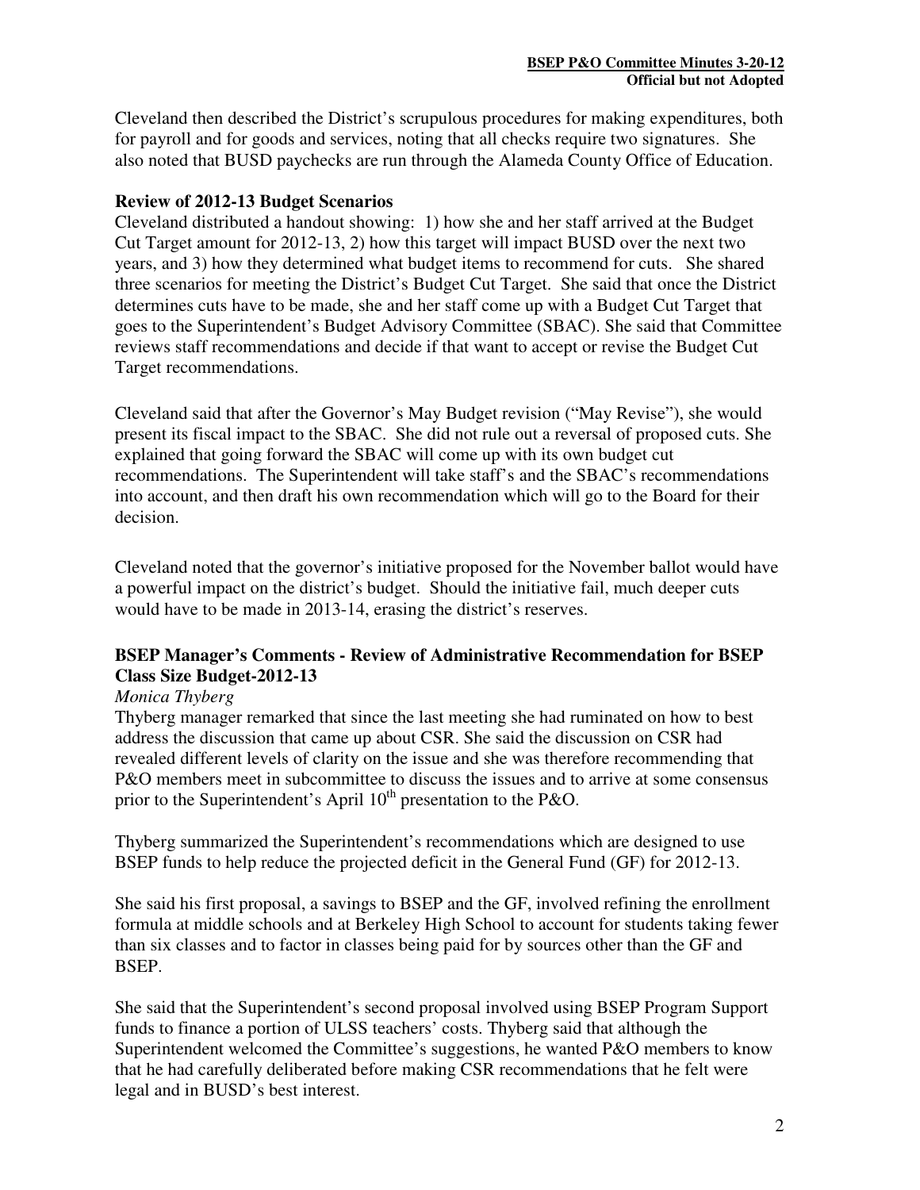Cleveland then described the District's scrupulous procedures for making expenditures, both for payroll and for goods and services, noting that all checks require two signatures. She also noted that BUSD paychecks are run through the Alameda County Office of Education.

**Review of 2012-13 Budget Scenarios**

Cleveland distributed a handout showing: 1) how she and her staff arrived at the Budget Cut Target amount for 2012-13, 2) how this target will impact BUSD over the next two years, and 3) how they determined what budget items to recommend for cuts. She shared three scenarios for meeting the District's Budget Cut Target. She said that once the District determines cuts have to be made, she and her staff come up with a Budget Cut Target that goes to the Superintendent's Budget Advisory Committee (SBAC). She said that Committee reviews staff recommendations and decide if that want to accept or revise the Budget Cut Target recommendations.

Cleveland said that after the Governor's May Budget revision ("May Revise"), she would present its fiscal impact to the SBAC. She did not rule out a reversal of proposed cuts. She explained that going forward the SBAC will come up with its own budget cut recommendations. The Superintendent will take staff's and the SBAC's recommendations into account, and then draft his own recommendation which will go to the Board for their decision.

Cleveland noted that the governor's initiative proposed for the November ballot would have a powerful impact on the district's budget. Should the initiative fail, much deeper cuts would have to be made in 2013-14, erasing the district's reserves.

**BSEP Manager's Comments - Review of Administrative Recommendation for BSEP Class Size Budget-2012-13**

*Monica Thyberg*

Thyberg manager remarked that since the last meeting she had ruminated on how to best address the discussion that came up about CSR. She said the discussion on CSR had revealed different levels of clarity on the issue and she was therefore recommending that P&O members meet in subcommittee to discuss the issues and to arrive at some consensus prior to the Superintendent's April 10th presentation to the P&O.

Thyberg summarized the Superintendent's recommendations which are designed to use BSEP funds to help reduce the projected deficit in the General Fund (GF) for 2012-13.

She said his first proposal, a savings to BSEP and the GF, involved refining the enrollment formula at middle schools and at Berkeley High School to account for students taking fewer than six classes and to factor in classes being paid for by sources other than the GF and BSEP.

She said that the Superintendent's second proposal involved using BSEP Program Support funds to finance a portion of ULSS teachers' costs. Thyberg said that although the Superintendent welcomed the Committee's suggestions, he wanted P&O members to know that he had carefully deliberated before making CSR recommendations that he felt were legal and in BUSD's best interest.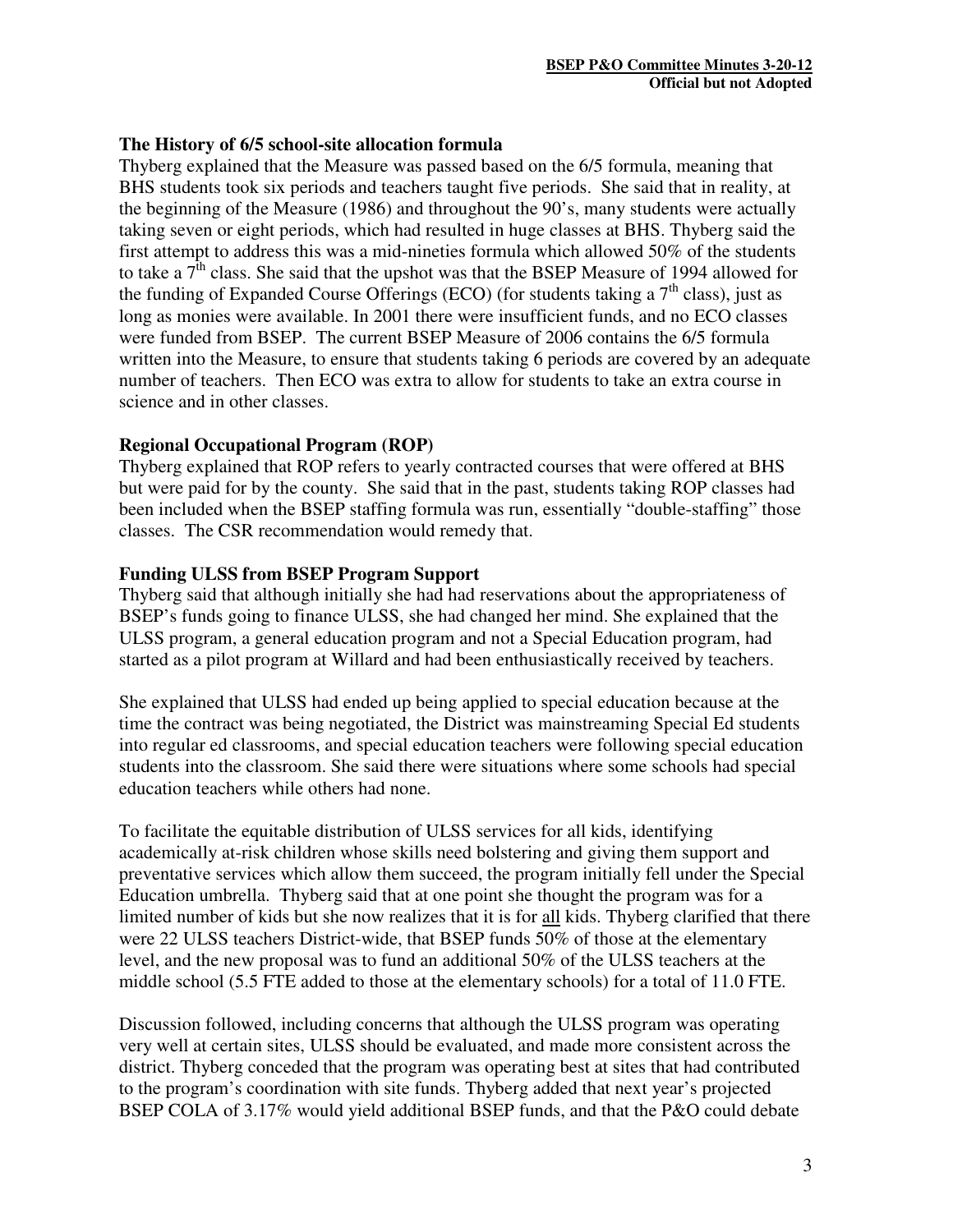### The History of 6/5 school-site allocation formula

Thyberg explained that the Measure was passed based on the 6/5 formula, meaning that BHS students took six periods and teachers taught five periods. She said that in reality, at the beginning of the Measure (1986) and throughout the 90's, many students were actually taking seven or eight periods, which had resulted in huge classes at BHS. Thyberg said the first attempt to address this was a mid-nineties formula which allowed 50% of the students to take a 7th class. She said that the upshot was that the BSEP Measure of 1994 allowed for the funding of Expanded Course Offerings (ECO) (for students taking a 7th class), just as long as monies were available. In 2001 there were insufficient funds, and no ECO classes were funded from BSEP. The current BSEP Measure of 2006 contains the 6/5 formula written into the Measure, to ensure that students taking 6 periods are covered by an adequate number of teachers. Then ECO was extra to allow for students to take an extra course in science and in other classes.

### Regional Occupational Program (ROP)

Thyberg explained that ROP refers to yearly contracted courses that were offered at BHS but were paid for by the county. She said that in the past, students taking ROP classes had been included when the BSEP staffing formula was run, essentially "double-staffing" those classes. The CSR recommendation would remedy that.

### Funding ULSS from BSEP Program Support

Thyberg said that although initially she had had reservations about the appropriateness of BSEP's funds going to finance ULSS, she had changed her mind. She explained that the ULSS program, a general education program and not a Special Education program, had started as a pilot program at Willard and had been enthusiastically received by teachers.

She explained that ULSS had ended up being applied to special education because at the time the contract was being negotiated, the District was mainstreaming Special Ed students into regular ed classrooms, and special education teachers were following special education students into the classroom. She said there were situations where some schools had special education teachers while others had none.

To facilitate the equitable distribution of ULSS services for all kids, identifying academically at-risk children whose skills need bolstering and giving them support and preventative services which allow them succeed, the program initially fell under the Special Education umbrella. Thyberg said that at one point she thought the program was for a limited number of kids but she now realizes that it is for <u>all</u> kids. Thyberg clarified that there were 22 ULSS teachers District-wide, that BSEP funds 50% of those at the elementary level, and the new proposal was to fund an additional 50% of the ULSS teachers at the middle school (5.5 FTE added to those at the elementary schools) for a total of 11.0 FTE.

Discussion followed, including concerns that although the ULSS program was operating very well at certain sites, ULSS should be evaluated, and made more consistent across the district. Thyberg conceded that the program was operating best at sites that had contributed to the program's coordination with site funds. Thyberg added that next year's projected BSEP COLA of 3.17% would yield additional BSEP funds, and that the P&O could debate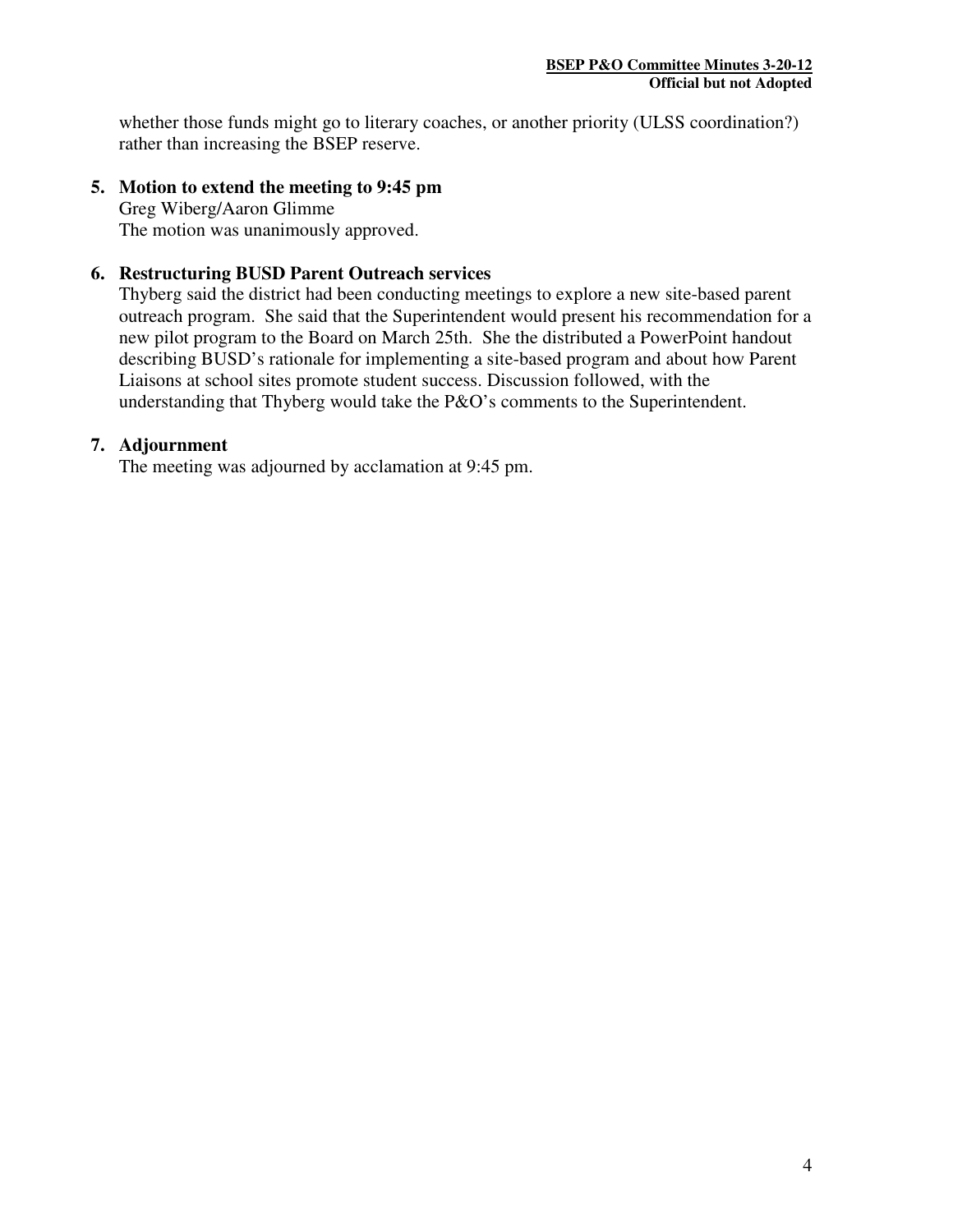whether those funds might go to literary coaches, or another priority (ULSS coordination?) rather than increasing the BSEP reserve.

**5. Motion to extend the meeting to 9:45 pm**

Greg Wiberg/Aaron Glimme
The motion was unanimously approved.

**6. Restructuring BUSD Parent Outreach services**

Thyberg said the district had been conducting meetings to explore a new site-based parent outreach program. She said that the Superintendent would present his recommendation for a new pilot program to the Board on March 25th. She the distributed a PowerPoint handout describing BUSD's rationale for implementing a site-based program and about how Parent Liaisons at school sites promote student success. Discussion followed, with the understanding that Thyberg would take the P&O's comments to the Superintendent.

**7. Adjournment**

The meeting was adjourned by acclamation at 9:45 pm.